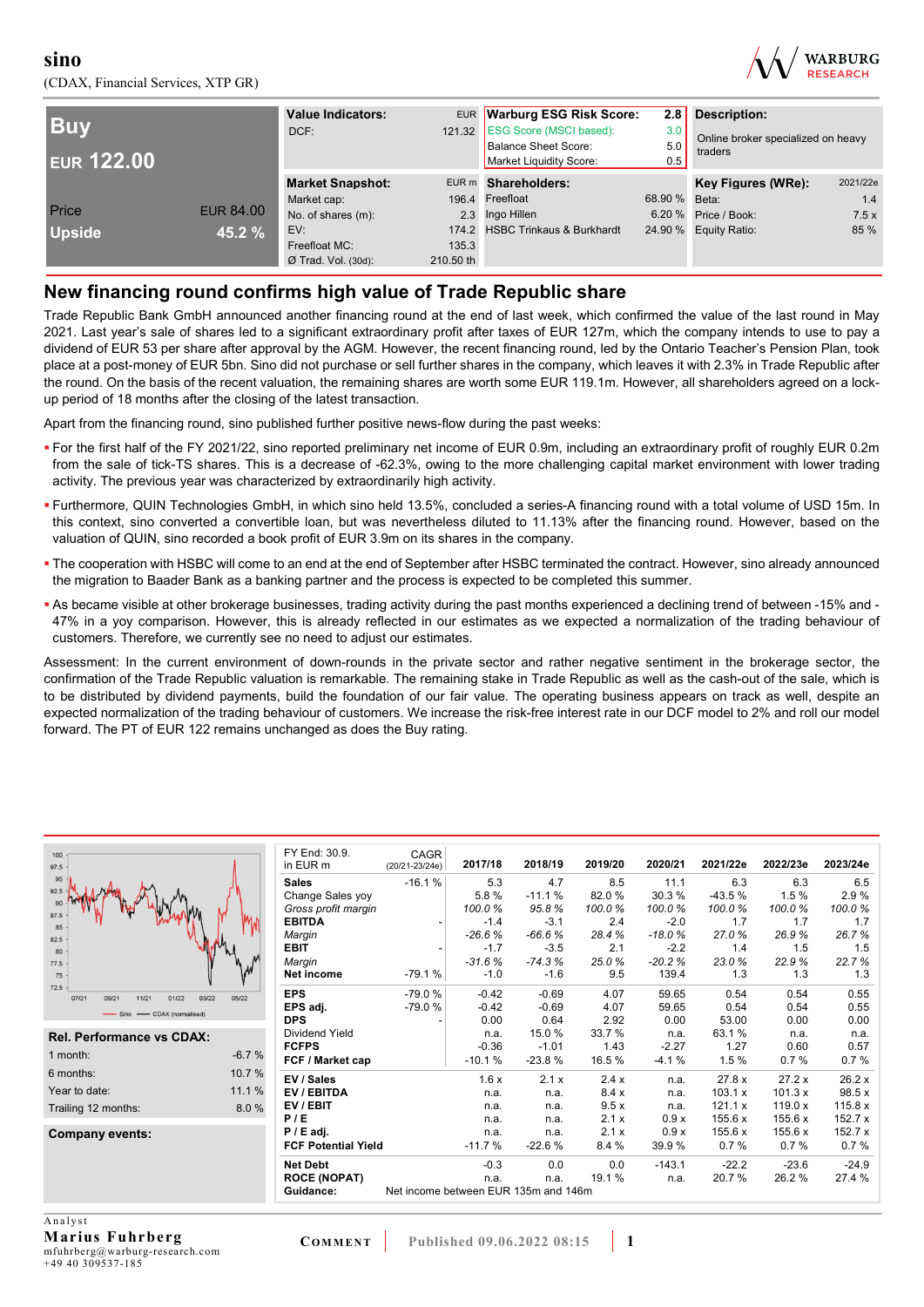# sino

(CDAX, Financial Services, XTP GR)

| **Buy** | |
|---|---|
| **EUR 122.00** | |
| Price | EUR 84.00 |
| Upside | 45.2 % |

| Value Indicators: | EUR |
|---|---|
| DCF: | 121.32 |

| Warburg ESG Risk Score: | 2.8 |
|---|---|
| ESG Score (MSCI based): | 3.0 |
| Balance Sheet Score: | 5.0 |
| Market Liquidity Score: | 0.5 |

**Description:**
Online broker specialized on heavy traders

| Market Snapshot: | EUR m |
|---|---|
| Market cap: | 196.4 |
| No. of shares (m): | 2.3 |
| EV: | 174.2 |
| Freefloat MC: | 135.3 |
| Ø Trad. Vol. (30d): | 210.50 th |

| Shareholders: | |
|---|---|
| Freefloat | 68.90 % |
| Ingo Hillen | 6.20 % |
| HSBC Trinkaus & Burkhardt | 24.90 % |

| Key Figures (WRe): | 2021/22e |
|---|---|
| Beta: | 1.4 |
| Price / Book: | 7.5 x |
| Equity Ratio: | 85 % |

## New financing round confirms high value of Trade Republic share

Trade Republic Bank GmbH announced another financing round at the end of last week, which confirmed the value of the last round in May 2021. Last year's sale of shares led to a significant extraordinary profit after taxes of EUR 127m, which the company intends to use to pay a dividend of EUR 53 per share after approval by the AGM. However, the recent financing round, led by the Ontario Teacher's Pension Plan, took place at a post-money of EUR 5bn. Sino did not purchase or sell further shares in the company, which leaves it with 2.3% in Trade Republic after the round. On the basis of the recent valuation, the remaining shares are worth some EUR 119.1m. However, all shareholders agreed on a lock-up period of 18 months after the closing of the latest transaction.

Apart from the financing round, sino published further positive news-flow during the past weeks:

- For the first half of the FY 2021/22, sino reported preliminary net income of EUR 0.9m, including an extraordinary profit of roughly EUR 0.2m from the sale of tick-TS shares. This is a decrease of -62.3%, owing to the more challenging capital market environment with lower trading activity. The previous year was characterized by extraordinarily high activity.
- Furthermore, QUIN Technologies GmbH, in which sino held 13.5%, concluded a series-A financing round with a total volume of USD 15m. In this context, sino converted a convertible loan, but was nevertheless diluted to 11.13% after the financing round. However, based on the valuation of QUIN, sino recorded a book profit of EUR 3.9m on its shares in the company.
- The cooperation with HSBC will come to an end at the end of September after HSBC terminated the contract. However, sino already announced the migration to Baader Bank as a banking partner and the process is expected to be completed this summer.
- As became visible at other brokerage businesses, trading activity during the past months experienced a declining trend of between -15% and -47% in a yoy comparison. However, this is already reflected in our estimates as we expected a normalization of the trading behaviour of customers. Therefore, we currently see no need to adjust our estimates.

Assessment: In the current environment of down-rounds in the private sector and rather negative sentiment in the brokerage sector, the confirmation of the Trade Republic valuation is remarkable. The remaining stake in Trade Republic as well as the cash-out of the sale, which is to be distributed by dividend payments, build the foundation of our fair value. The operating business appears on track as well, despite an expected normalization of the trading behaviour of customers. We increase the risk-free interest rate in our DCF model to 2% and roll our model forward. The PT of EUR 122 remains unchanged as does the Buy rating.

| Rel. Performance vs CDAX: | |
|---|---|
| 1 month: | -6.7 % |
| 6 months: | 10.7 % |
| Year to date: | 11.1 % |
| Trailing 12 months: | 8.0 % |

**Company events:**

| FY End: 30.9. in EUR m | CAGR (20/21-23/24e) | 2017/18 | 2018/19 | 2019/20 | 2020/21 | 2021/22e | 2022/23e | 2023/24e |
|---|---|---|---|---|---|---|---|---|
| **Sales** | -16.1 % | 5.3 | 4.7 | 8.5 | 11.1 | 6.3 | 6.3 | 6.5 |
| Change Sales yoy | | 5.8 % | -11.1 % | 82.0 % | 30.3 % | -43.5 % | 1.5 % | 2.9 % |
| *Gross profit margin* | | 100.0 % | 95.8 % | 100.0 % | 100.0 % | 100.0 % | 100.0 % | 100.0 % |
| **EBITDA** | - | -1.4 | -3.1 | 2.4 | -2.0 | 1.7 | 1.7 | 1.7 |
| *Margin* | | -26.6 % | -66.6 % | 28.4 % | -18.0 % | 27.0 % | 26.9 % | 26.7 % |
| **EBIT** | - | -1.7 | -3.5 | 2.1 | -2.2 | 1.4 | 1.5 | 1.5 |
| *Margin* | | -31.6 % | -74.3 % | 25.0 % | -20.2 % | 23.0 % | 22.9 % | 22.7 % |
| **Net income** | -79.1 % | -1.0 | -1.6 | 9.5 | 139.4 | 1.3 | 1.3 | 1.3 |
| **EPS** | -79.0 % | -0.42 | -0.69 | 4.07 | 59.65 | 0.54 | 0.54 | 0.55 |
| **EPS adj.** | -79.0 % | -0.42 | -0.69 | 4.07 | 59.65 | 0.54 | 0.54 | 0.55 |
| **DPS** | - | 0.00 | 0.64 | 2.92 | 0.00 | 53.00 | 0.00 | 0.00 |
| Dividend Yield | | n.a. | 15.0 % | 33.7 % | n.a. | 63.1 % | n.a. | n.a. |
| **FCFPS** | | -0.36 | -1.01 | 1.43 | -2.27 | 1.27 | 0.60 | 0.57 |
| **FCF / Market cap** | | -10.1 % | -23.8 % | 16.5 % | -4.1 % | 1.5 % | 0.7 % | 0.7 % |
| **EV / Sales** | | 1.6 x | 2.1 x | 2.4 x | n.a. | 27.8 x | 27.2 x | 26.2 x |
| **EV / EBITDA** | | n.a. | n.a. | 8.4 x | n.a. | 103.1 x | 101.3 x | 98.5 x |
| **EV / EBIT** | | n.a. | n.a. | 9.5 x | n.a. | 121.1 x | 119.0 x | 115.8 x |
| **P / E** | | n.a. | n.a. | 2.1 x | 0.9 x | 155.6 x | 155.6 x | 152.7 x |
| **P / E adj.** | | n.a. | n.a. | 2.1 x | 0.9 x | 155.6 x | 155.6 x | 152.7 x |
| **FCF Potential Yield** | | -11.7 % | -22.6 % | 8.4 % | 39.9 % | 0.7 % | 0.7 % | 0.7 % |
| **Net Debt** | | -0.3 | 0.0 | 0.0 | -143.1 | -22.2 | -23.6 | -24.9 |
| **ROCE (NOPAT)** | | n.a. | n.a. | 19.1 % | n.a. | 20.7 % | 26.2 % | 27.4 % |
| **Guidance:** | Net income between EUR 135m and 146m | | | | | | | |

Analyst
**Marius Fuhrberg**
mfuhrberg@warburg-research.com
+49 40 309537-185

COMMENT | Published 09.06.2022 08:15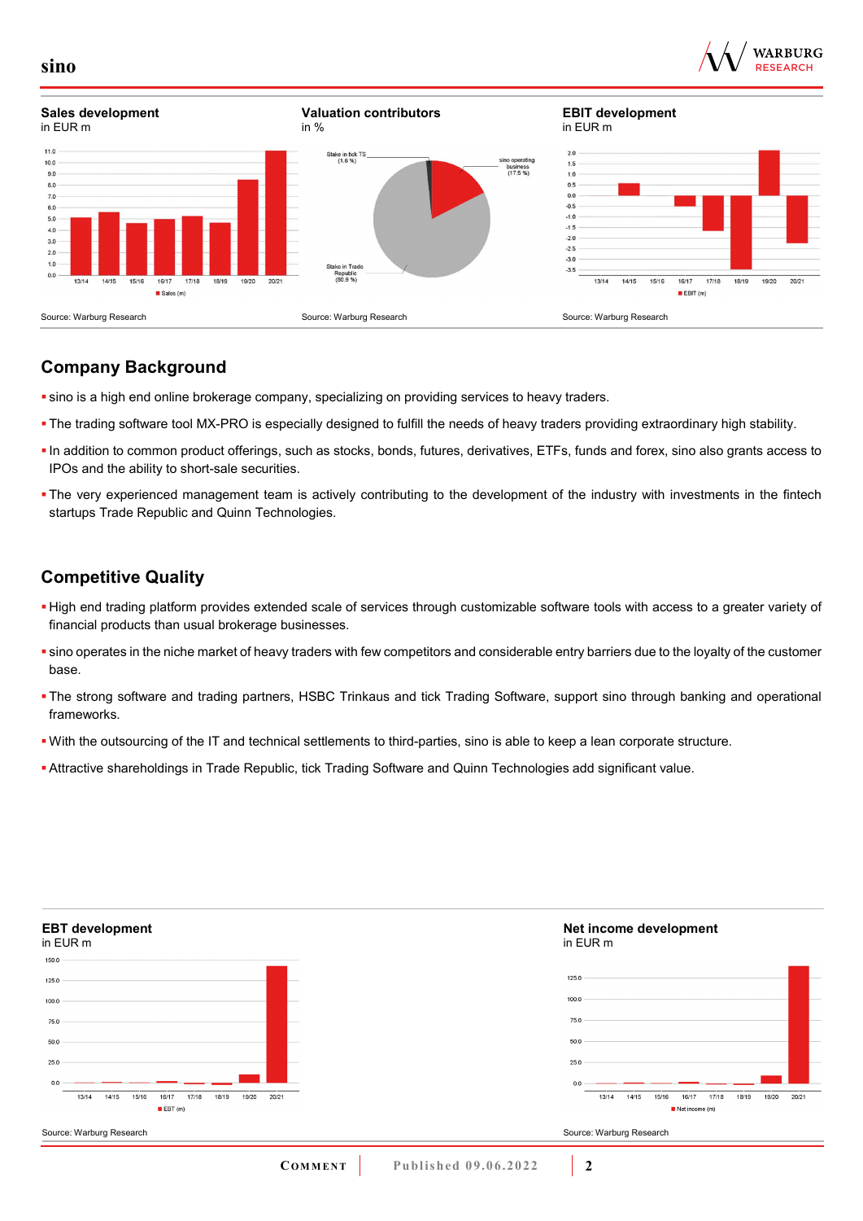## Sales development

in EUR m

Source: Warburg Research

## Valuation contributors

in %

Source: Warburg Research

## EBIT development

in EUR m

Source: Warburg Research

## Company Background

- sino is a high end online brokerage company, specializing on providing services to heavy traders.
- The trading software tool MX-PRO is especially designed to fulfill the needs of heavy traders providing extraordinary high stability.
- In addition to common product offerings, such as stocks, bonds, futures, derivatives, ETFs, funds and forex, sino also grants access to IPOs and the ability to short-sale securities.
- The very experienced management team is actively contributing to the development of the industry with investments in the fintech startups Trade Republic and Quinn Technologies.

## Competitive Quality

- High end trading platform provides extended scale of services through customizable software tools with access to a greater variety of financial products than usual brokerage businesses.
- sino operates in the niche market of heavy traders with few competitors and considerable entry barriers due to the loyalty of the customer base.
- The strong software and trading partners, HSBC Trinkaus and tick Trading Software, support sino through banking and operational frameworks.
- With the outsourcing of the IT and technical settlements to third-parties, sino is able to keep a lean corporate structure.
- Attractive shareholdings in Trade Republic, tick Trading Software and Quinn Technologies add significant value.

## EBT development

in EUR m

Source: Warburg Research

## Net income development

in EUR m

Source: Warburg Research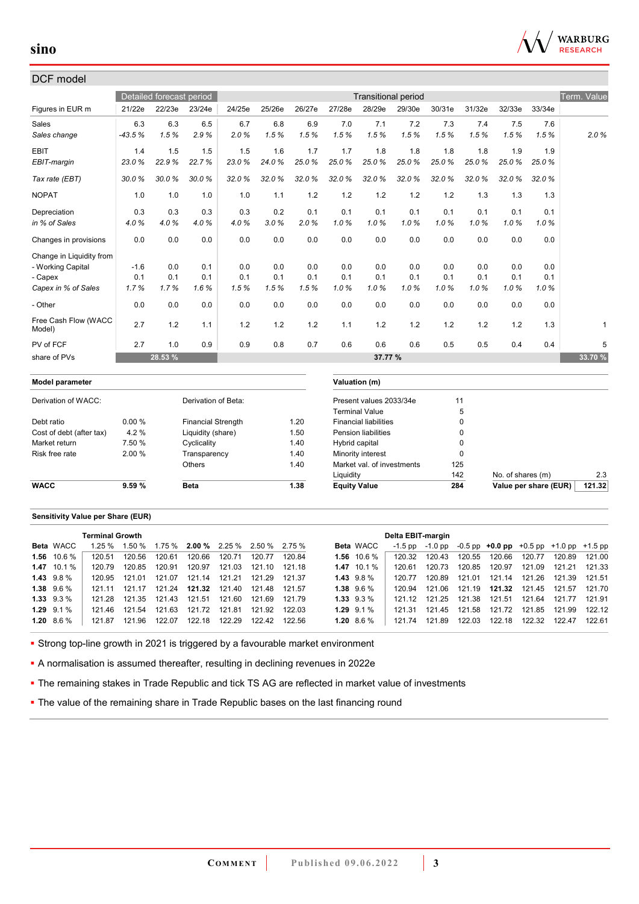## DCF model

| Figures in EUR m | Detailed forecast period | | | Transitional period | | | | | | | | | | Term. Value |
|---|---|---|---|---|---|---|---|---|---|---|---|---|---|---|
| | 21/22e | 22/23e | 23/24e | 24/25e | 25/26e | 26/27e | 27/28e | 28/29e | 29/30e | 30/31e | 31/32e | 32/33e | 33/34e | |
| Sales | 6.3 | 6.3 | 6.5 | 6.7 | 6.8 | 6.9 | 7.0 | 7.1 | 7.2 | 7.3 | 7.4 | 7.5 | 7.6 | |
| *Sales change* | *-43.5 %* | *1.5 %* | *2.9 %* | *2.0 %* | *1.5 %* | *1.5 %* | *1.5 %* | *1.5 %* | *1.5 %* | *1.5 %* | *1.5 %* | *1.5 %* | *1.5 %* | *2.0 %* |
| EBIT | 1.4 | 1.5 | 1.5 | 1.5 | 1.6 | 1.7 | 1.7 | 1.8 | 1.8 | 1.8 | 1.8 | 1.9 | 1.9 | |
| *EBIT-margin* | *23.0 %* | *22.9 %* | *22.7 %* | *23.0 %* | *24.0 %* | *25.0 %* | *25.0 %* | *25.0 %* | *25.0 %* | *25.0 %* | *25.0 %* | *25.0 %* | *25.0 %* | |
| *Tax rate (EBT)* | *30.0 %* | *30.0 %* | *30.0 %* | *32.0 %* | *32.0 %* | *32.0 %* | *32.0 %* | *32.0 %* | *32.0 %* | *32.0 %* | *32.0 %* | *32.0 %* | *32.0 %* | |
| NOPAT | 1.0 | 1.0 | 1.0 | 1.0 | 1.1 | 1.2 | 1.2 | 1.2 | 1.2 | 1.2 | 1.3 | 1.3 | 1.3 | |
| Depreciation | 0.3 | 0.3 | 0.3 | 0.3 | 0.2 | 0.1 | 0.1 | 0.1 | 0.1 | 0.1 | 0.1 | 0.1 | 0.1 | |
| *in % of Sales* | *4.0 %* | *4.0 %* | *4.0 %* | *4.0 %* | *3.0 %* | *2.0 %* | *1.0 %* | *1.0 %* | *1.0 %* | *1.0 %* | *1.0 %* | *1.0 %* | *1.0 %* | |
| Changes in provisions | 0.0 | 0.0 | 0.0 | 0.0 | 0.0 | 0.0 | 0.0 | 0.0 | 0.0 | 0.0 | 0.0 | 0.0 | 0.0 | |
| Change in Liquidity from | | | | | | | | | | | | | | |
| - Working Capital | -1.6 | 0.0 | 0.1 | 0.0 | 0.0 | 0.0 | 0.0 | 0.0 | 0.0 | 0.0 | 0.0 | 0.0 | 0.0 | |
| - Capex | 0.1 | 0.1 | 0.1 | 0.1 | 0.1 | 0.1 | 0.1 | 0.1 | 0.1 | 0.1 | 0.1 | 0.1 | 0.1 | |
| *Capex in % of Sales* | *1.7 %* | *1.7 %* | *1.6 %* | *1.5 %* | *1.5 %* | *1.5 %* | *1.0 %* | *1.0 %* | *1.0 %* | *1.0 %* | *1.0 %* | *1.0 %* | *1.0 %* | |
| - Other | 0.0 | 0.0 | 0.0 | 0.0 | 0.0 | 0.0 | 0.0 | 0.0 | 0.0 | 0.0 | 0.0 | 0.0 | 0.0 | |
| Free Cash Flow (WACC Model) | 2.7 | 1.2 | 1.1 | 1.2 | 1.2 | 1.2 | 1.1 | 1.2 | 1.2 | 1.2 | 1.2 | 1.2 | 1.3 | 1 |
| PV of FCF | 2.7 | 1.0 | 0.9 | 0.9 | 0.8 | 0.7 | 0.6 | 0.6 | 0.6 | 0.5 | 0.5 | 0.4 | 0.4 | 5 |
| share of PVs | | 28.53 % | | | | | | 37.77 % | | | | | | 33.70 % |

| Model parameter | | | |
|---|---|---|---|
| Derivation of WACC: | | Derivation of Beta: | |
| Debt ratio | 0.00 % | Financial Strength | 1.20 |
| Cost of debt (after tax) | 4.2 % | Liquidity (share) | 1.50 |
| Market return | 7.50 % | Cyclicality | 1.40 |
| Risk free rate | 2.00 % | Transparency | 1.40 |
| | | Others | 1.40 |
| **WACC** | **9.59 %** | **Beta** | **1.38** |

| Valuation (m) | | | |
|---|---|---|---|
| Present values 2033/34e | 11 | | |
| Terminal Value | 5 | | |
| Financial liabilities | 0 | | |
| Pension liabilities | 0 | | |
| Hybrid capital | 0 | | |
| Minority interest | 0 | | |
| Market val. of investments | 125 | | |
| Liquidity | 142 | No. of shares (m) | 2.3 |
| **Equity Value** | **284** | **Value per share (EUR)** | **121.32** |

### Sensitivity Value per Share (EUR)

| Beta | WACC | Terminal Growth 1.25 % | 1.50 % | 1.75 % | **2.00 %** | 2.25 % | 2.50 % | 2.75 % |
|---|---|---|---|---|---|---|---|---|
| **1.56** | 10.6 % | 120.51 | 120.56 | 120.61 | 120.66 | 120.71 | 120.77 | 120.84 |
| **1.47** | 10.1 % | 120.79 | 120.85 | 120.91 | 120.97 | 121.03 | 121.10 | 121.18 |
| **1.43** | 9.8 % | 120.95 | 121.01 | 121.07 | 121.14 | 121.21 | 121.29 | 121.37 |
| **1.38** | 9.6 % | 121.11 | 121.17 | 121.24 | **121.32** | 121.40 | 121.48 | 121.57 |
| **1.33** | 9.3 % | 121.28 | 121.35 | 121.43 | 121.51 | 121.60 | 121.69 | 121.79 |
| **1.29** | 9.1 % | 121.46 | 121.54 | 121.63 | 121.72 | 121.81 | 121.92 | 122.03 |
| **1.20** | 8.6 % | 121.87 | 121.96 | 122.07 | 122.18 | 122.29 | 122.42 | 122.56 |

| Beta | WACC | Delta EBIT-margin -1.5 pp | -1.0 pp | -0.5 pp | **+0.0 pp** | +0.5 pp | +1.0 pp | +1.5 pp |
|---|---|---|---|---|---|---|---|---|
| **1.56** | 10.6 % | 120.32 | 120.43 | 120.55 | 120.66 | 120.77 | 120.89 | 121.00 |
| **1.47** | 10.1 % | 120.61 | 120.73 | 120.85 | 120.97 | 121.09 | 121.21 | 121.33 |
| **1.43** | 9.8 % | 120.77 | 120.89 | 121.01 | 121.14 | 121.26 | 121.39 | 121.51 |
| **1.38** | 9.6 % | 120.94 | 121.06 | 121.19 | **121.32** | 121.45 | 121.57 | 121.70 |
| **1.33** | 9.3 % | 121.12 | 121.25 | 121.38 | 121.51 | 121.64 | 121.77 | 121.91 |
| **1.29** | 9.1 % | 121.31 | 121.45 | 121.58 | 121.72 | 121.85 | 121.99 | 122.12 |
| **1.20** | 8.6 % | 121.74 | 121.89 | 122.03 | 122.18 | 122.32 | 122.47 | 122.61 |

- Strong top-line growth in 2021 is triggered by a favourable market environment
- A normalisation is assumed thereafter, resulting in declining revenues in 2022e
- The remaining stakes in Trade Republic and tick TS AG are reflected in market value of investments
- The value of the remaining share in Trade Republic bases on the last financing round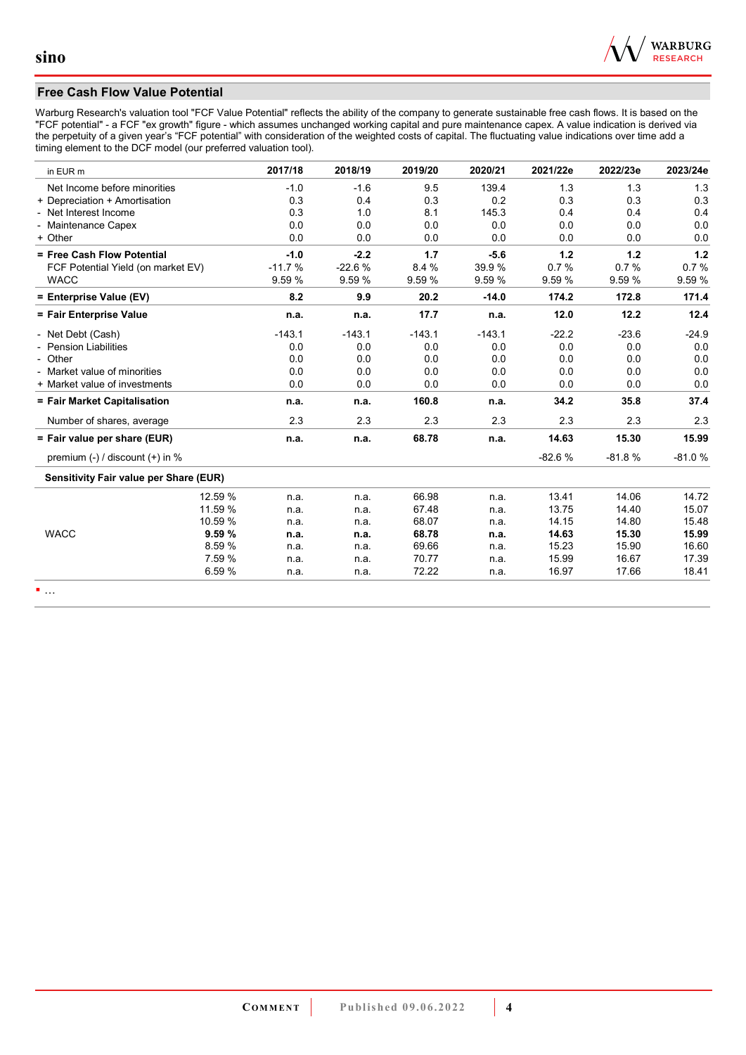## Free Cash Flow Value Potential

Warburg Research's valuation tool "FCF Value Potential" reflects the ability of the company to generate sustainable free cash flows. It is based on the "FCF potential" - a FCF "ex growth" figure - which assumes unchanged working capital and pure maintenance capex. A value indication is derived via the perpetuity of a given year's "FCF potential" with consideration of the weighted costs of capital. The fluctuating value indications over time add a timing element to the DCF model (our preferred valuation tool).

| in EUR m | | 2017/18 | 2018/19 | 2019/20 | 2020/21 | 2021/22e | 2022/23e | 2023/24e |
|---|---|---|---|---|---|---|---|---|
| Net Income before minorities | | -1.0 | -1.6 | 9.5 | 139.4 | 1.3 | 1.3 | 1.3 |
| + Depreciation + Amortisation | | 0.3 | 0.4 | 0.3 | 0.2 | 0.3 | 0.3 | 0.3 |
| - Net Interest Income | | 0.3 | 1.0 | 8.1 | 145.3 | 0.4 | 0.4 | 0.4 |
| - Maintenance Capex | | 0.0 | 0.0 | 0.0 | 0.0 | 0.0 | 0.0 | 0.0 |
| + Other | | 0.0 | 0.0 | 0.0 | 0.0 | 0.0 | 0.0 | 0.0 |
| **= Free Cash Flow Potential** | | **-1.0** | **-2.2** | **1.7** | **-5.6** | **1.2** | **1.2** | **1.2** |
| FCF Potential Yield (on market EV) | | -11.7 % | -22.6 % | 8.4 % | 39.9 % | 0.7 % | 0.7 % | 0.7 % |
| WACC | | 9.59 % | 9.59 % | 9.59 % | 9.59 % | 9.59 % | 9.59 % | 9.59 % |
| **= Enterprise Value (EV)** | | **8.2** | **9.9** | **20.2** | **-14.0** | **174.2** | **172.8** | **171.4** |
| **= Fair Enterprise Value** | | **n.a.** | **n.a.** | **17.7** | **n.a.** | **12.0** | **12.2** | **12.4** |
| - Net Debt (Cash) | | -143.1 | -143.1 | -143.1 | -143.1 | -22.2 | -23.6 | -24.9 |
| - Pension Liabilities | | 0.0 | 0.0 | 0.0 | 0.0 | 0.0 | 0.0 | 0.0 |
| - Other | | 0.0 | 0.0 | 0.0 | 0.0 | 0.0 | 0.0 | 0.0 |
| - Market value of minorities | | 0.0 | 0.0 | 0.0 | 0.0 | 0.0 | 0.0 | 0.0 |
| + Market value of investments | | 0.0 | 0.0 | 0.0 | 0.0 | 0.0 | 0.0 | 0.0 |
| **= Fair Market Capitalisation** | | **n.a.** | **n.a.** | **160.8** | **n.a.** | **34.2** | **35.8** | **37.4** |
| Number of shares, average | | 2.3 | 2.3 | 2.3 | 2.3 | 2.3 | 2.3 | 2.3 |
| **= Fair value per share (EUR)** | | **n.a.** | **n.a.** | **68.78** | **n.a.** | **14.63** | **15.30** | **15.99** |
| premium (-) / discount (+) in % | | | | | | -82.6 % | -81.8 % | -81.0 % |
| **Sensitivity Fair value per Share (EUR)** | | | | | | | | |
| | 12.59 % | n.a. | n.a. | 66.98 | n.a. | 13.41 | 14.06 | 14.72 |
| | 11.59 % | n.a. | n.a. | 67.48 | n.a. | 13.75 | 14.40 | 15.07 |
| | 10.59 % | n.a. | n.a. | 68.07 | n.a. | 14.15 | 14.80 | 15.48 |
| WACC | **9.59 %** | **n.a.** | **n.a.** | **68.78** | **n.a.** | **14.63** | **15.30** | **15.99** |
| | 8.59 % | n.a. | n.a. | 69.66 | n.a. | 15.23 | 15.90 | 16.60 |
| | 7.59 % | n.a. | n.a. | 70.77 | n.a. | 15.99 | 16.67 | 17.39 |
| | 6.59 % | n.a. | n.a. | 72.22 | n.a. | 16.97 | 17.66 | 18.41 |

- …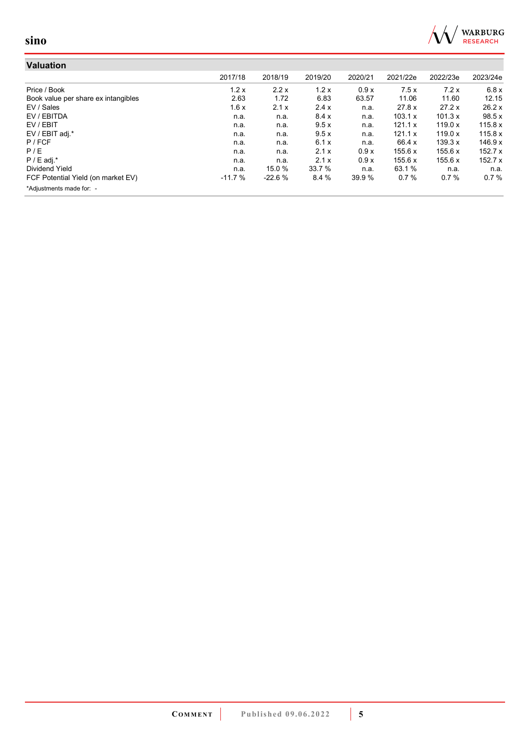## Valuation

| | 2017/18 | 2018/19 | 2019/20 | 2020/21 | 2021/22e | 2022/23e | 2023/24e |
|---|---|---|---|---|---|---|---|
| Price / Book | 1.2 x | 2.2 x | 1.2 x | 0.9 x | 7.5 x | 7.2 x | 6.8 x |
| Book value per share ex intangibles | 2.63 | 1.72 | 6.83 | 63.57 | 11.06 | 11.60 | 12.15 |
| EV / Sales | 1.6 x | 2.1 x | 2.4 x | n.a. | 27.8 x | 27.2 x | 26.2 x |
| EV / EBITDA | n.a. | n.a. | 8.4 x | n.a. | 103.1 x | 101.3 x | 98.5 x |
| EV / EBIT | n.a. | n.a. | 9.5 x | n.a. | 121.1 x | 119.0 x | 115.8 x |
| EV / EBIT adj.* | n.a. | n.a. | 9.5 x | n.a. | 121.1 x | 119.0 x | 115.8 x |
| P / FCF | n.a. | n.a. | 6.1 x | n.a. | 66.4 x | 139.3 x | 146.9 x |
| P / E | n.a. | n.a. | 2.1 x | 0.9 x | 155.6 x | 155.6 x | 152.7 x |
| P / E adj.* | n.a. | n.a. | 2.1 x | 0.9 x | 155.6 x | 155.6 x | 152.7 x |
| Dividend Yield | n.a. | 15.0 % | 33.7 % | n.a. | 63.1 % | n.a. | n.a. |
| FCF Potential Yield (on market EV) | -11.7 % | -22.6 % | 8.4 % | 39.9 % | 0.7 % | 0.7 % | 0.7 % |

*Adjustments made for: -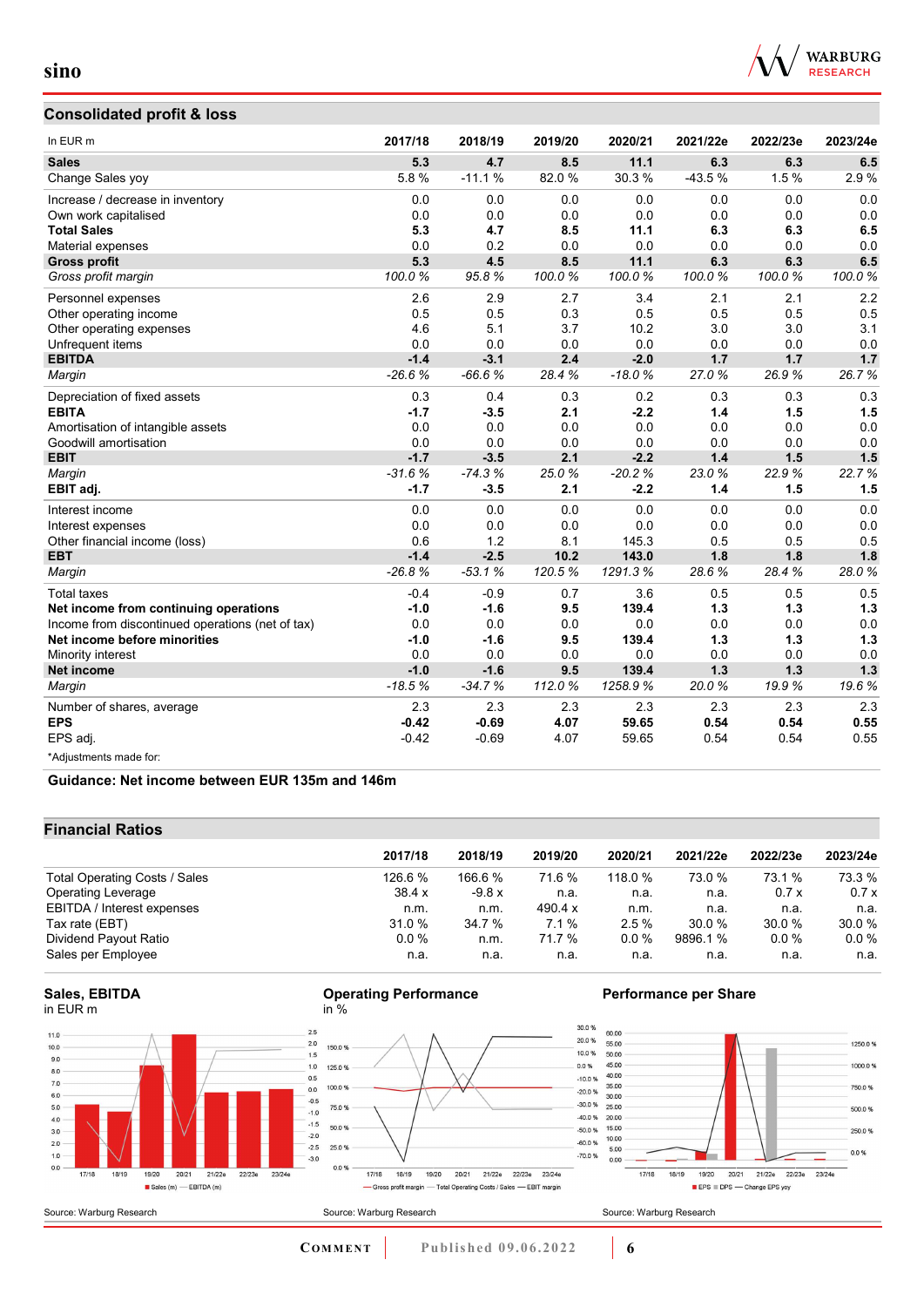## Consolidated profit & loss

| In EUR m | 2017/18 | 2018/19 | 2019/20 | 2020/21 | 2021/22e | 2022/23e | 2023/24e |
|---|---|---|---|---|---|---|---|
| **Sales** | **5.3** | **4.7** | **8.5** | **11.1** | **6.3** | **6.3** | **6.5** |
| Change Sales yoy | 5.8 % | -11.1 % | 82.0 % | 30.3 % | -43.5 % | 1.5 % | 2.9 % |
| Increase / decrease in inventory | 0.0 | 0.0 | 0.0 | 0.0 | 0.0 | 0.0 | 0.0 |
| Own work capitalised | 0.0 | 0.0 | 0.0 | 0.0 | 0.0 | 0.0 | 0.0 |
| **Total Sales** | **5.3** | **4.7** | **8.5** | **11.1** | **6.3** | **6.3** | **6.5** |
| Material expenses | 0.0 | 0.2 | 0.0 | 0.0 | 0.0 | 0.0 | 0.0 |
| **Gross profit** | **5.3** | **4.5** | **8.5** | **11.1** | **6.3** | **6.3** | **6.5** |
| *Gross profit margin* | *100.0 %* | *95.8 %* | *100.0 %* | *100.0 %* | *100.0 %* | *100.0 %* | *100.0 %* |
| Personnel expenses | 2.6 | 2.9 | 2.7 | 3.4 | 2.1 | 2.1 | 2.2 |
| Other operating income | 0.5 | 0.5 | 0.3 | 0.5 | 0.5 | 0.5 | 0.5 |
| Other operating expenses | 4.6 | 5.1 | 3.7 | 10.2 | 3.0 | 3.0 | 3.1 |
| Unfrequent items | 0.0 | 0.0 | 0.0 | 0.0 | 0.0 | 0.0 | 0.0 |
| **EBITDA** | **-1.4** | **-3.1** | **2.4** | **-2.0** | **1.7** | **1.7** | **1.7** |
| *Margin* | *-26.6 %* | *-66.6 %* | *28.4 %* | *-18.0 %* | *27.0 %* | *26.9 %* | *26.7 %* |
| Depreciation of fixed assets | 0.3 | 0.4 | 0.3 | 0.2 | 0.3 | 0.3 | 0.3 |
| **EBITA** | **-1.7** | **-3.5** | **2.1** | **-2.2** | **1.4** | **1.5** | **1.5** |
| Amortisation of intangible assets | 0.0 | 0.0 | 0.0 | 0.0 | 0.0 | 0.0 | 0.0 |
| Goodwill amortisation | 0.0 | 0.0 | 0.0 | 0.0 | 0.0 | 0.0 | 0.0 |
| **EBIT** | **-1.7** | **-3.5** | **2.1** | **-2.2** | **1.4** | **1.5** | **1.5** |
| *Margin* | *-31.6 %* | *-74.3 %* | *25.0 %* | *-20.2 %* | *23.0 %* | *22.9 %* | *22.7 %* |
| **EBIT adj.** | **-1.7** | **-3.5** | **2.1** | **-2.2** | **1.4** | **1.5** | **1.5** |
| Interest income | 0.0 | 0.0 | 0.0 | 0.0 | 0.0 | 0.0 | 0.0 |
| Interest expenses | 0.0 | 0.0 | 0.0 | 0.0 | 0.0 | 0.0 | 0.0 |
| Other financial income (loss) | 0.6 | 1.2 | 8.1 | 145.3 | 0.5 | 0.5 | 0.5 |
| **EBT** | **-1.4** | **-2.5** | **10.2** | **143.0** | **1.8** | **1.8** | **1.8** |
| *Margin* | *-26.8 %* | *-53.1 %* | *120.5 %* | *1291.3 %* | *28.6 %* | *28.4 %* | *28.0 %* |
| Total taxes | -0.4 | -0.9 | 0.7 | 3.6 | 0.5 | 0.5 | 0.5 |
| **Net income from continuing operations** | **-1.0** | **-1.6** | **9.5** | **139.4** | **1.3** | **1.3** | **1.3** |
| Income from discontinued operations (net of tax) | 0.0 | 0.0 | 0.0 | 0.0 | 0.0 | 0.0 | 0.0 |
| **Net income before minorities** | **-1.0** | **-1.6** | **9.5** | **139.4** | **1.3** | **1.3** | **1.3** |
| Minority interest | 0.0 | 0.0 | 0.0 | 0.0 | 0.0 | 0.0 | 0.0 |
| **Net income** | **-1.0** | **-1.6** | **9.5** | **139.4** | **1.3** | **1.3** | **1.3** |
| *Margin* | *-18.5 %* | *-34.7 %* | *112.0 %* | *1258.9 %* | *20.0 %* | *19.9 %* | *19.6 %* |
| Number of shares, average | 2.3 | 2.3 | 2.3 | 2.3 | 2.3 | 2.3 | 2.3 |
| **EPS** | **-0.42** | **-0.69** | **4.07** | **59.65** | **0.54** | **0.54** | **0.55** |
| EPS adj. | -0.42 | -0.69 | 4.07 | 59.65 | 0.54 | 0.54 | 0.55 |

*Adjustments made for:

**Guidance: Net income between EUR 135m and 146m**

## Financial Ratios

| | 2017/18 | 2018/19 | 2019/20 | 2020/21 | 2021/22e | 2022/23e | 2023/24e |
|---|---|---|---|---|---|---|---|
| Total Operating Costs / Sales | 126.6 % | 166.6 % | 71.6 % | 118.0 % | 73.0 % | 73.1 % | 73.3 % |
| Operating Leverage | 38.4 x | -9.8 x | n.a. | n.a. | n.a. | 0.7 x | 0.7 x |
| EBITDA / Interest expenses | n.m. | n.m. | 490.4 x | n.m. | n.a. | n.a. | n.a. |
| Tax rate (EBT) | 31.0 % | 34.7 % | 7.1 % | 2.5 % | 30.0 % | 30.0 % | 30.0 % |
| Dividend Payout Ratio | 0.0 % | n.m. | 71.7 % | 0.0 % | 9896.1 % | 0.0 % | 0.0 % |
| Sales per Employee | n.a. | n.a. | n.a. | n.a. | n.a. | n.a. | n.a. |

**Sales, EBITDA**
in EUR m

Source: Warburg Research

**Operating Performance**
in %

Source: Warburg Research

**Performance per Share**

Source: Warburg Research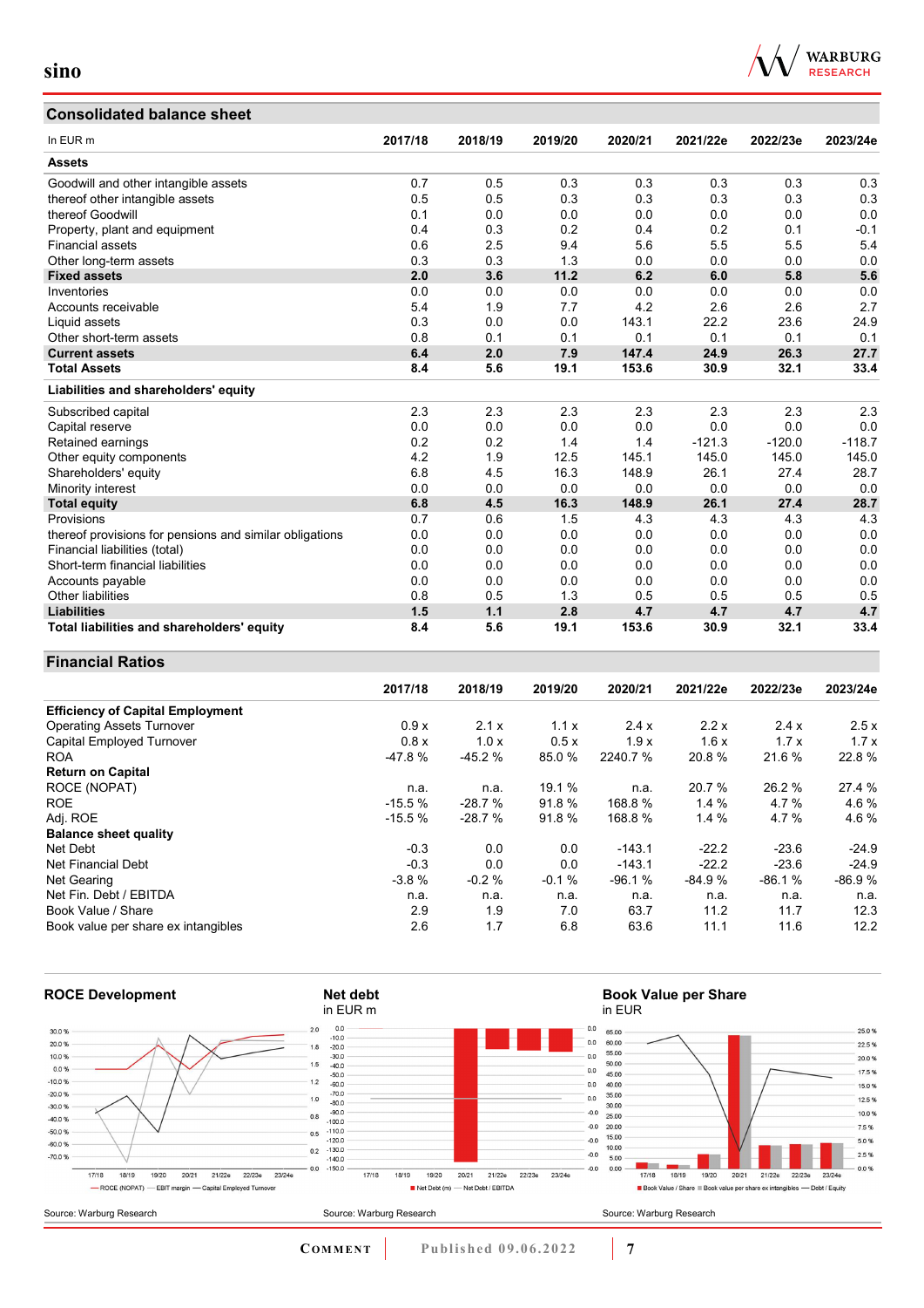## Consolidated balance sheet

| In EUR m | 2017/18 | 2018/19 | 2019/20 | 2020/21 | 2021/22e | 2022/23e | 2023/24e |
|---|---|---|---|---|---|---|---|
| **Assets** | | | | | | | |
| Goodwill and other intangible assets | 0.7 | 0.5 | 0.3 | 0.3 | 0.3 | 0.3 | 0.3 |
| thereof other intangible assets | 0.5 | 0.5 | 0.3 | 0.3 | 0.3 | 0.3 | 0.3 |
| thereof Goodwill | 0.1 | 0.0 | 0.0 | 0.0 | 0.0 | 0.0 | 0.0 |
| Property, plant and equipment | 0.4 | 0.3 | 0.2 | 0.4 | 0.2 | 0.1 | -0.1 |
| Financial assets | 0.6 | 2.5 | 9.4 | 5.6 | 5.5 | 5.5 | 5.4 |
| Other long-term assets | 0.3 | 0.3 | 1.3 | 0.0 | 0.0 | 0.0 | 0.0 |
| **Fixed assets** | **2.0** | **3.6** | **11.2** | **6.2** | **6.0** | **5.8** | **5.6** |
| Inventories | 0.0 | 0.0 | 0.0 | 0.0 | 0.0 | 0.0 | 0.0 |
| Accounts receivable | 5.4 | 1.9 | 7.7 | 4.2 | 2.6 | 2.6 | 2.7 |
| Liquid assets | 0.3 | 0.0 | 0.0 | 143.1 | 22.2 | 23.6 | 24.9 |
| Other short-term assets | 0.8 | 0.1 | 0.1 | 0.1 | 0.1 | 0.1 | 0.1 |
| **Current assets** | **6.4** | **2.0** | **7.9** | **147.4** | **24.9** | **26.3** | **27.7** |
| **Total Assets** | **8.4** | **5.6** | **19.1** | **153.6** | **30.9** | **32.1** | **33.4** |
| **Liabilities and shareholders' equity** | | | | | | | |
| Subscribed capital | 2.3 | 2.3 | 2.3 | 2.3 | 2.3 | 2.3 | 2.3 |
| Capital reserve | 0.0 | 0.0 | 0.0 | 0.0 | 0.0 | 0.0 | 0.0 |
| Retained earnings | 0.2 | 0.2 | 1.4 | 1.4 | -121.3 | -120.0 | -118.7 |
| Other equity components | 4.2 | 1.9 | 12.5 | 145.1 | 145.0 | 145.0 | 145.0 |
| Shareholders' equity | 6.8 | 4.5 | 16.3 | 148.9 | 26.1 | 27.4 | 28.7 |
| Minority interest | 0.0 | 0.0 | 0.0 | 0.0 | 0.0 | 0.0 | 0.0 |
| **Total equity** | **6.8** | **4.5** | **16.3** | **148.9** | **26.1** | **27.4** | **28.7** |
| Provisions | 0.7 | 0.6 | 1.5 | 4.3 | 4.3 | 4.3 | 4.3 |
| thereof provisions for pensions and similar obligations | 0.0 | 0.0 | 0.0 | 0.0 | 0.0 | 0.0 | 0.0 |
| Financial liabilities (total) | 0.0 | 0.0 | 0.0 | 0.0 | 0.0 | 0.0 | 0.0 |
| Short-term financial liabilities | 0.0 | 0.0 | 0.0 | 0.0 | 0.0 | 0.0 | 0.0 |
| Accounts payable | 0.0 | 0.0 | 0.0 | 0.0 | 0.0 | 0.0 | 0.0 |
| Other liabilities | 0.8 | 0.5 | 1.3 | 0.5 | 0.5 | 0.5 | 0.5 |
| **Liabilities** | **1.5** | **1.1** | **2.8** | **4.7** | **4.7** | **4.7** | **4.7** |
| **Total liabilities and shareholders' equity** | **8.4** | **5.6** | **19.1** | **153.6** | **30.9** | **32.1** | **33.4** |

## Financial Ratios

| | 2017/18 | 2018/19 | 2019/20 | 2020/21 | 2021/22e | 2022/23e | 2023/24e |
|---|---|---|---|---|---|---|---|
| **Efficiency of Capital Employment** | | | | | | | |
| Operating Assets Turnover | 0.9 x | 2.1 x | 1.1 x | 2.4 x | 2.2 x | 2.4 x | 2.5 x |
| Capital Employed Turnover | 0.8 x | 1.0 x | 0.5 x | 1.9 x | 1.6 x | 1.7 x | 1.7 x |
| ROA | -47.8 % | -45.2 % | 85.0 % | 2240.7 % | 20.8 % | 21.6 % | 22.8 % |
| **Return on Capital** | | | | | | | |
| ROCE (NOPAT) | n.a. | n.a. | 19.1 % | n.a. | 20.7 % | 26.2 % | 27.4 % |
| ROE | -15.5 % | -28.7 % | 91.8 % | 168.8 % | 1.4 % | 4.7 % | 4.6 % |
| Adj. ROE | -15.5 % | -28.7 % | 91.8 % | 168.8 % | 1.4 % | 4.7 % | 4.6 % |
| **Balance sheet quality** | | | | | | | |
| Net Debt | -0.3 | 0.0 | 0.0 | -143.1 | -22.2 | -23.6 | -24.9 |
| Net Financial Debt | -0.3 | 0.0 | 0.0 | -143.1 | -22.2 | -23.6 | -24.9 |
| Net Gearing | -3.8 % | -0.2 % | -0.1 % | -96.1 % | -84.9 % | -86.1 % | -86.9 % |
| Net Fin. Debt / EBITDA | n.a. | n.a. | n.a. | n.a. | n.a. | n.a. | n.a. |
| Book Value / Share | 2.9 | 1.9 | 7.0 | 63.7 | 11.2 | 11.7 | 12.3 |
| Book value per share ex intangibles | 2.6 | 1.7 | 6.8 | 63.6 | 11.1 | 11.6 | 12.2 |

**ROCE Development**

Source: Warburg Research

**Net debt**
in EUR m

Source: Warburg Research

**Book Value per Share**
in EUR

Source: Warburg Research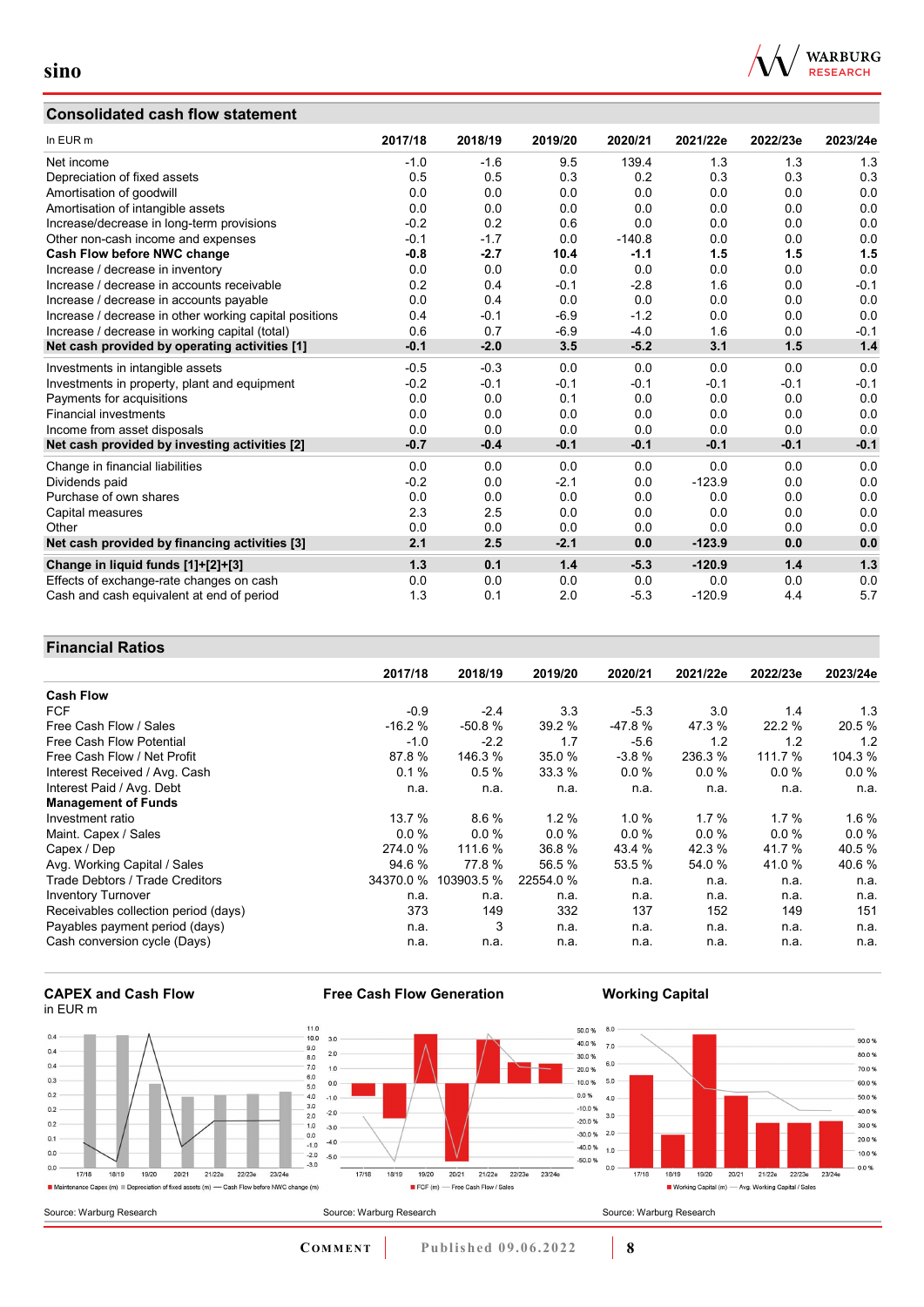## Consolidated cash flow statement

| In EUR m | 2017/18 | 2018/19 | 2019/20 | 2020/21 | 2021/22e | 2022/23e | 2023/24e |
|---|---|---|---|---|---|---|---|
| Net income | -1.0 | -1.6 | 9.5 | 139.4 | 1.3 | 1.3 | 1.3 |
| Depreciation of fixed assets | 0.5 | 0.5 | 0.3 | 0.2 | 0.3 | 0.3 | 0.3 |
| Amortisation of goodwill | 0.0 | 0.0 | 0.0 | 0.0 | 0.0 | 0.0 | 0.0 |
| Amortisation of intangible assets | 0.0 | 0.0 | 0.0 | 0.0 | 0.0 | 0.0 | 0.0 |
| Increase/decrease in long-term provisions | -0.2 | 0.2 | 0.6 | 0.0 | 0.0 | 0.0 | 0.0 |
| Other non-cash income and expenses | -0.1 | -1.7 | 0.0 | -140.8 | 0.0 | 0.0 | 0.0 |
| **Cash Flow before NWC change** | **-0.8** | **-2.7** | **10.4** | **-1.1** | **1.5** | **1.5** | **1.5** |
| Increase / decrease in inventory | 0.0 | 0.0 | 0.0 | 0.0 | 0.0 | 0.0 | 0.0 |
| Increase / decrease in accounts receivable | 0.2 | 0.4 | -0.1 | -2.8 | 1.6 | 0.0 | -0.1 |
| Increase / decrease in accounts payable | 0.0 | 0.4 | 0.0 | 0.0 | 0.0 | 0.0 | 0.0 |
| Increase / decrease in other working capital positions | 0.4 | -0.1 | -6.9 | -1.2 | 0.0 | 0.0 | 0.0 |
| Increase / decrease in working capital (total) | 0.6 | 0.7 | -6.9 | -4.0 | 1.6 | 0.0 | -0.1 |
| **Net cash provided by operating activities [1]** | **-0.1** | **-2.0** | **3.5** | **-5.2** | **3.1** | **1.5** | **1.4** |
| Investments in intangible assets | -0.5 | -0.3 | 0.0 | 0.0 | 0.0 | 0.0 | 0.0 |
| Investments in property, plant and equipment | -0.2 | -0.1 | -0.1 | -0.1 | -0.1 | -0.1 | -0.1 |
| Payments for acquisitions | 0.0 | 0.0 | 0.1 | 0.0 | 0.0 | 0.0 | 0.0 |
| Financial investments | 0.0 | 0.0 | 0.0 | 0.0 | 0.0 | 0.0 | 0.0 |
| Income from asset disposals | 0.0 | 0.0 | 0.0 | 0.0 | 0.0 | 0.0 | 0.0 |
| **Net cash provided by investing activities [2]** | **-0.7** | **-0.4** | **-0.1** | **-0.1** | **-0.1** | **-0.1** | **-0.1** |
| Change in financial liabilities | 0.0 | 0.0 | 0.0 | 0.0 | 0.0 | 0.0 | 0.0 |
| Dividends paid | -0.2 | 0.0 | -2.1 | 0.0 | -123.9 | 0.0 | 0.0 |
| Purchase of own shares | 0.0 | 0.0 | 0.0 | 0.0 | 0.0 | 0.0 | 0.0 |
| Capital measures | 2.3 | 2.5 | 0.0 | 0.0 | 0.0 | 0.0 | 0.0 |
| Other | 0.0 | 0.0 | 0.0 | 0.0 | 0.0 | 0.0 | 0.0 |
| **Net cash provided by financing activities [3]** | **2.1** | **2.5** | **-2.1** | **0.0** | **-123.9** | **0.0** | **0.0** |
| **Change in liquid funds [1]+[2]+[3]** | **1.3** | **0.1** | **1.4** | **-5.3** | **-120.9** | **1.4** | **1.3** |
| Effects of exchange-rate changes on cash | 0.0 | 0.0 | 0.0 | 0.0 | 0.0 | 0.0 | 0.0 |
| Cash and cash equivalent at end of period | 1.3 | 0.1 | 2.0 | -5.3 | -120.9 | 4.4 | 5.7 |

## Financial Ratios

| | 2017/18 | 2018/19 | 2019/20 | 2020/21 | 2021/22e | 2022/23e | 2023/24e |
|---|---|---|---|---|---|---|---|
| **Cash Flow** | | | | | | | |
| FCF | -0.9 | -2.4 | 3.3 | -5.3 | 3.0 | 1.4 | 1.3 |
| Free Cash Flow / Sales | -16.2 % | -50.8 % | 39.2 % | -47.8 % | 47.3 % | 22.2 % | 20.5 % |
| Free Cash Flow Potential | -1.0 | -2.2 | 1.7 | -5.6 | 1.2 | 1.2 | 1.2 |
| Free Cash Flow / Net Profit | 87.8 % | 146.3 % | 35.0 % | -3.8 % | 236.3 % | 111.7 % | 104.3 % |
| Interest Received / Avg. Cash | 0.1 % | 0.5 % | 33.3 % | 0.0 % | 0.0 % | 0.0 % | 0.0 % |
| Interest Paid / Avg. Debt | n.a. | n.a. | n.a. | n.a. | n.a. | n.a. | n.a. |
| **Management of Funds** | | | | | | | |
| Investment ratio | 13.7 % | 8.6 % | 1.2 % | 1.0 % | 1.7 % | 1.7 % | 1.6 % |
| Maint. Capex / Sales | 0.0 % | 0.0 % | 0.0 % | 0.0 % | 0.0 % | 0.0 % | 0.0 % |
| Capex / Dep | 274.0 % | 111.6 % | 36.8 % | 43.4 % | 42.3 % | 41.7 % | 40.5 % |
| Avg. Working Capital / Sales | 94.6 % | 77.8 % | 56.5 % | 53.5 % | 54.0 % | 41.0 % | 40.6 % |
| Trade Debtors / Trade Creditors | 34370.0 % | 103903.5 % | 22554.0 % | n.a. | n.a. | n.a. | n.a. |
| Inventory Turnover | n.a. | n.a. | n.a. | n.a. | n.a. | n.a. | n.a. |
| Receivables collection period (days) | 373 | 149 | 332 | 137 | 152 | 149 | 151 |
| Payables payment period (days) | n.a. | 3 | n.a. | n.a. | n.a. | n.a. | n.a. |
| Cash conversion cycle (Days) | n.a. | n.a. | n.a. | n.a. | n.a. | n.a. | n.a. |

**CAPEX and Cash Flow**
in EUR m

Source: Warburg Research

**Free Cash Flow Generation**

Source: Warburg Research

**Working Capital**

Source: Warburg Research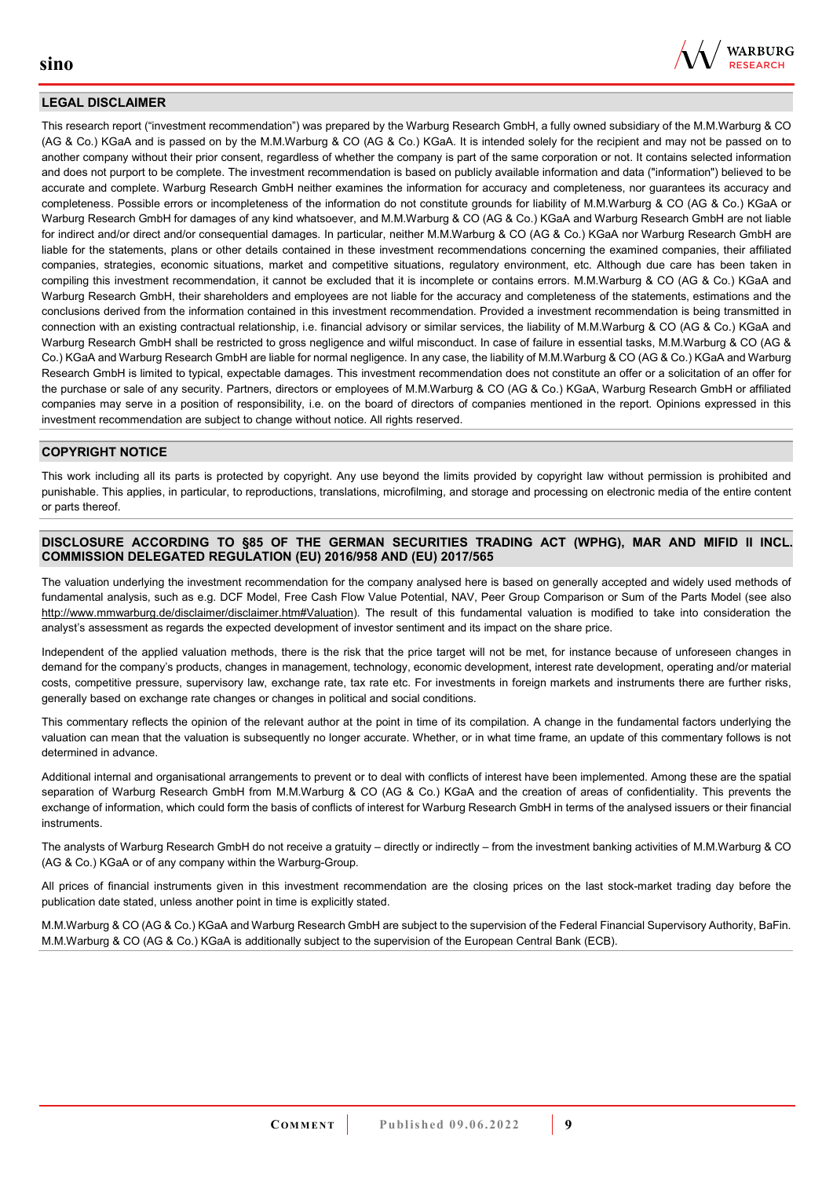## LEGAL DISCLAIMER

This research report ("investment recommendation") was prepared by the Warburg Research GmbH, a fully owned subsidiary of the M.M.Warburg & CO (AG & Co.) KGaA and is passed on by the M.M.Warburg & CO (AG & Co.) KGaA. It is intended solely for the recipient and may not be passed on to another company without their prior consent, regardless of whether the company is part of the same corporation or not. It contains selected information and does not purport to be complete. The investment recommendation is based on publicly available information and data ("information") believed to be accurate and complete. Warburg Research GmbH neither examines the information for accuracy and completeness, nor guarantees its accuracy and completeness. Possible errors or incompleteness of the information do not constitute grounds for liability of M.M.Warburg & CO (AG & Co.) KGaA or Warburg Research GmbH for damages of any kind whatsoever, and M.M.Warburg & CO (AG & Co.) KGaA and Warburg Research GmbH are not liable for indirect and/or direct and/or consequential damages. In particular, neither M.M.Warburg & CO (AG & Co.) KGaA nor Warburg Research GmbH are liable for the statements, plans or other details contained in these investment recommendations concerning the examined companies, their affiliated companies, strategies, economic situations, market and competitive situations, regulatory environment, etc. Although due care has been taken in compiling this investment recommendation, it cannot be excluded that it is incomplete or contains errors. M.M.Warburg & CO (AG & Co.) KGaA and Warburg Research GmbH, their shareholders and employees are not liable for the accuracy and completeness of the statements, estimations and the conclusions derived from the information contained in this investment recommendation. Provided a investment recommendation is being transmitted in connection with an existing contractual relationship, i.e. financial advisory or similar services, the liability of M.M.Warburg & CO (AG & Co.) KGaA and Warburg Research GmbH shall be restricted to gross negligence and wilful misconduct. In case of failure in essential tasks, M.M.Warburg & CO (AG & Co.) KGaA and Warburg Research GmbH are liable for normal negligence. In any case, the liability of M.M.Warburg & CO (AG & Co.) KGaA and Warburg Research GmbH is limited to typical, expectable damages. This investment recommendation does not constitute an offer or a solicitation of an offer for the purchase or sale of any security. Partners, directors or employees of M.M.Warburg & CO (AG & Co.) KGaA, Warburg Research GmbH or affiliated companies may serve in a position of responsibility, i.e. on the board of directors of companies mentioned in the report. Opinions expressed in this investment recommendation are subject to change without notice. All rights reserved.

## COPYRIGHT NOTICE

This work including all its parts is protected by copyright. Any use beyond the limits provided by copyright law without permission is prohibited and punishable. This applies, in particular, to reproductions, translations, microfilming, and storage and processing on electronic media of the entire content or parts thereof.

## DISCLOSURE ACCORDING TO §85 OF THE GERMAN SECURITIES TRADING ACT (WPHG), MAR AND MIFID II INCL. COMMISSION DELEGATED REGULATION (EU) 2016/958 AND (EU) 2017/565

The valuation underlying the investment recommendation for the company analysed here is based on generally accepted and widely used methods of fundamental analysis, such as e.g. DCF Model, Free Cash Flow Value Potential, NAV, Peer Group Comparison or Sum of the Parts Model (see also http://www.mmwarburg.de/disclaimer/disclaimer.htm#Valuation). The result of this fundamental valuation is modified to take into consideration the analyst's assessment as regards the expected development of investor sentiment and its impact on the share price.

Independent of the applied valuation methods, there is the risk that the price target will not be met, for instance because of unforeseen changes in demand for the company's products, changes in management, technology, economic development, interest rate development, operating and/or material costs, competitive pressure, supervisory law, exchange rate, tax rate etc. For investments in foreign markets and instruments there are further risks, generally based on exchange rate changes or changes in political and social conditions.

This commentary reflects the opinion of the relevant author at the point in time of its compilation. A change in the fundamental factors underlying the valuation can mean that the valuation is subsequently no longer accurate. Whether, or in what time frame, an update of this commentary follows is not determined in advance.

Additional internal and organisational arrangements to prevent or to deal with conflicts of interest have been implemented. Among these are the spatial separation of Warburg Research GmbH from M.M.Warburg & CO (AG & Co.) KGaA and the creation of areas of confidentiality. This prevents the exchange of information, which could form the basis of conflicts of interest for Warburg Research GmbH in terms of the analysed issuers or their financial instruments.

The analysts of Warburg Research GmbH do not receive a gratuity – directly or indirectly – from the investment banking activities of M.M.Warburg & CO (AG & Co.) KGaA or of any company within the Warburg-Group.

All prices of financial instruments given in this investment recommendation are the closing prices on the last stock-market trading day before the publication date stated, unless another point in time is explicitly stated.

M.M.Warburg & CO (AG & Co.) KGaA and Warburg Research GmbH are subject to the supervision of the Federal Financial Supervisory Authority, BaFin. M.M.Warburg & CO (AG & Co.) KGaA is additionally subject to the supervision of the European Central Bank (ECB).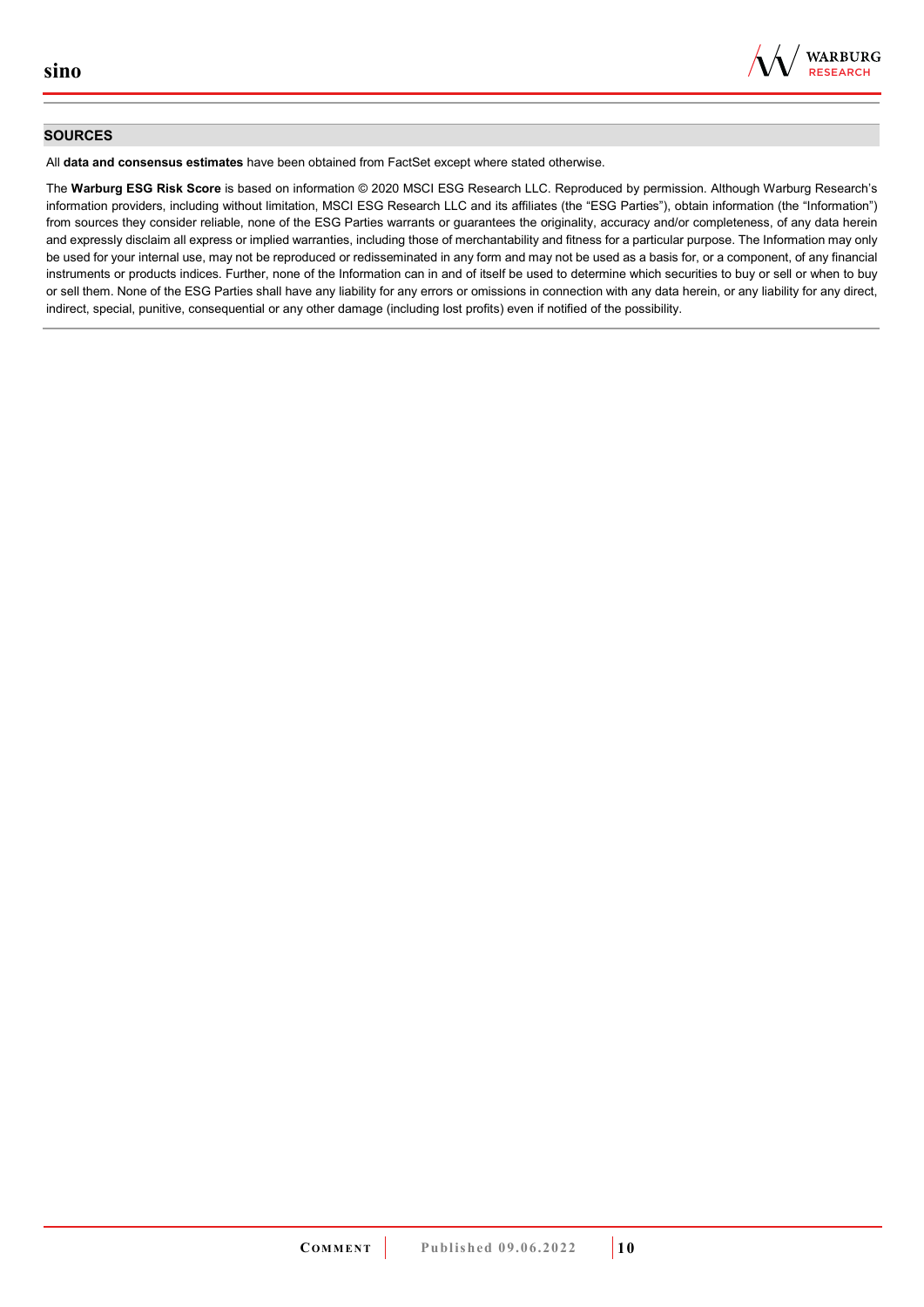## SOURCES

All **data and consensus estimates** have been obtained from FactSet except where stated otherwise.

The **Warburg ESG Risk Score** is based on information © 2020 MSCI ESG Research LLC. Reproduced by permission. Although Warburg Research's information providers, including without limitation, MSCI ESG Research LLC and its affiliates (the "ESG Parties"), obtain information (the "Information") from sources they consider reliable, none of the ESG Parties warrants or guarantees the originality, accuracy and/or completeness, of any data herein and expressly disclaim all express or implied warranties, including those of merchantability and fitness for a particular purpose. The Information may only be used for your internal use, may not be reproduced or redisseminated in any form and may not be used as a basis for, or a component, of any financial instruments or products indices. Further, none of the Information can in and of itself be used to determine which securities to buy or sell or when to buy or sell them. None of the ESG Parties shall have any liability for any errors or omissions in connection with any data herein, or any liability for any direct, indirect, special, punitive, consequential or any other damage (including lost profits) even if notified of the possibility.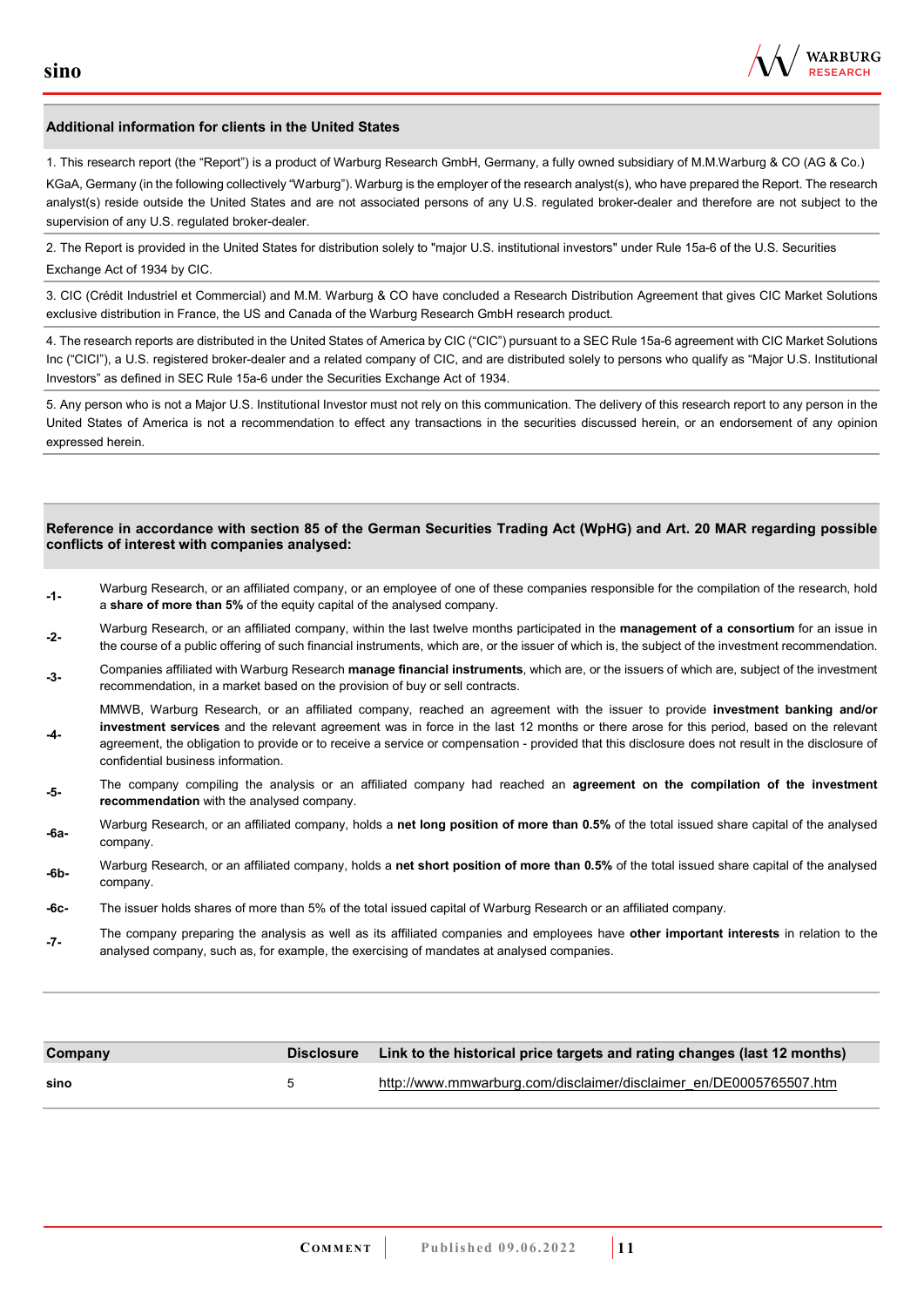## Additional information for clients in the United States

1. This research report (the "Report") is a product of Warburg Research GmbH, Germany, a fully owned subsidiary of M.M.Warburg & CO (AG & Co.) KGaA, Germany (in the following collectively "Warburg"). Warburg is the employer of the research analyst(s), who have prepared the Report. The research analyst(s) reside outside the United States and are not associated persons of any U.S. regulated broker-dealer and therefore are not subject to the supervision of any U.S. regulated broker-dealer.

2. The Report is provided in the United States for distribution solely to "major U.S. institutional investors" under Rule 15a-6 of the U.S. Securities Exchange Act of 1934 by CIC.

3. CIC (Crédit Industriel et Commercial) and M.M. Warburg & CO have concluded a Research Distribution Agreement that gives CIC Market Solutions exclusive distribution in France, the US and Canada of the Warburg Research GmbH research product.

4. The research reports are distributed in the United States of America by CIC ("CIC") pursuant to a SEC Rule 15a-6 agreement with CIC Market Solutions Inc ("CICI"), a U.S. registered broker-dealer and a related company of CIC, and are distributed solely to persons who qualify as "Major U.S. Institutional Investors" as defined in SEC Rule 15a-6 under the Securities Exchange Act of 1934.

5. Any person who is not a Major U.S. Institutional Investor must not rely on this communication. The delivery of this research report to any person in the United States of America is not a recommendation to effect any transactions in the securities discussed herein, or an endorsement of any opinion expressed herein.

## Reference in accordance with section 85 of the German Securities Trading Act (WpHG) and Art. 20 MAR regarding possible conflicts of interest with companies analysed:

- **-1-** Warburg Research, or an affiliated company, or an employee of one of these companies responsible for the compilation of the research, hold a **share of more than 5%** of the equity capital of the analysed company.
- **-2-** Warburg Research, or an affiliated company, within the last twelve months participated in the **management of a consortium** for an issue in the course of a public offering of such financial instruments, which are, or the issuer of which is, the subject of the investment recommendation.
- **-3-** Companies affiliated with Warburg Research **manage financial instruments**, which are, or the issuers of which are, subject of the investment recommendation, in a market based on the provision of buy or sell contracts.
- **-4-** MMWB, Warburg Research, or an affiliated company, reached an agreement with the issuer to provide **investment banking and/or investment services** and the relevant agreement was in force in the last 12 months or there arose for this period, based on the relevant agreement, the obligation to provide or to receive a service or compensation - provided that this disclosure does not result in the disclosure of confidential business information.
- **-5-** The company compiling the analysis or an affiliated company had reached an **agreement on the compilation of the investment recommendation** with the analysed company.
- **-6a-** Warburg Research, or an affiliated company, holds a **net long position of more than 0.5%** of the total issued share capital of the analysed company.
- **-6b-** Warburg Research, or an affiliated company, holds a **net short position of more than 0.5%** of the total issued share capital of the analysed company.
- **-6c-** The issuer holds shares of more than 5% of the total issued capital of Warburg Research or an affiliated company.
- **-7-** The company preparing the analysis as well as its affiliated companies and employees have **other important interests** in relation to the analysed company, such as, for example, the exercising of mandates at analysed companies.

| Company | Disclosure | Link to the historical price targets and rating changes (last 12 months) |
|---|---|---|
| sino | 5 | http://www.mmwarburg.com/disclaimer/disclaimer_en/DE0005765507.htm |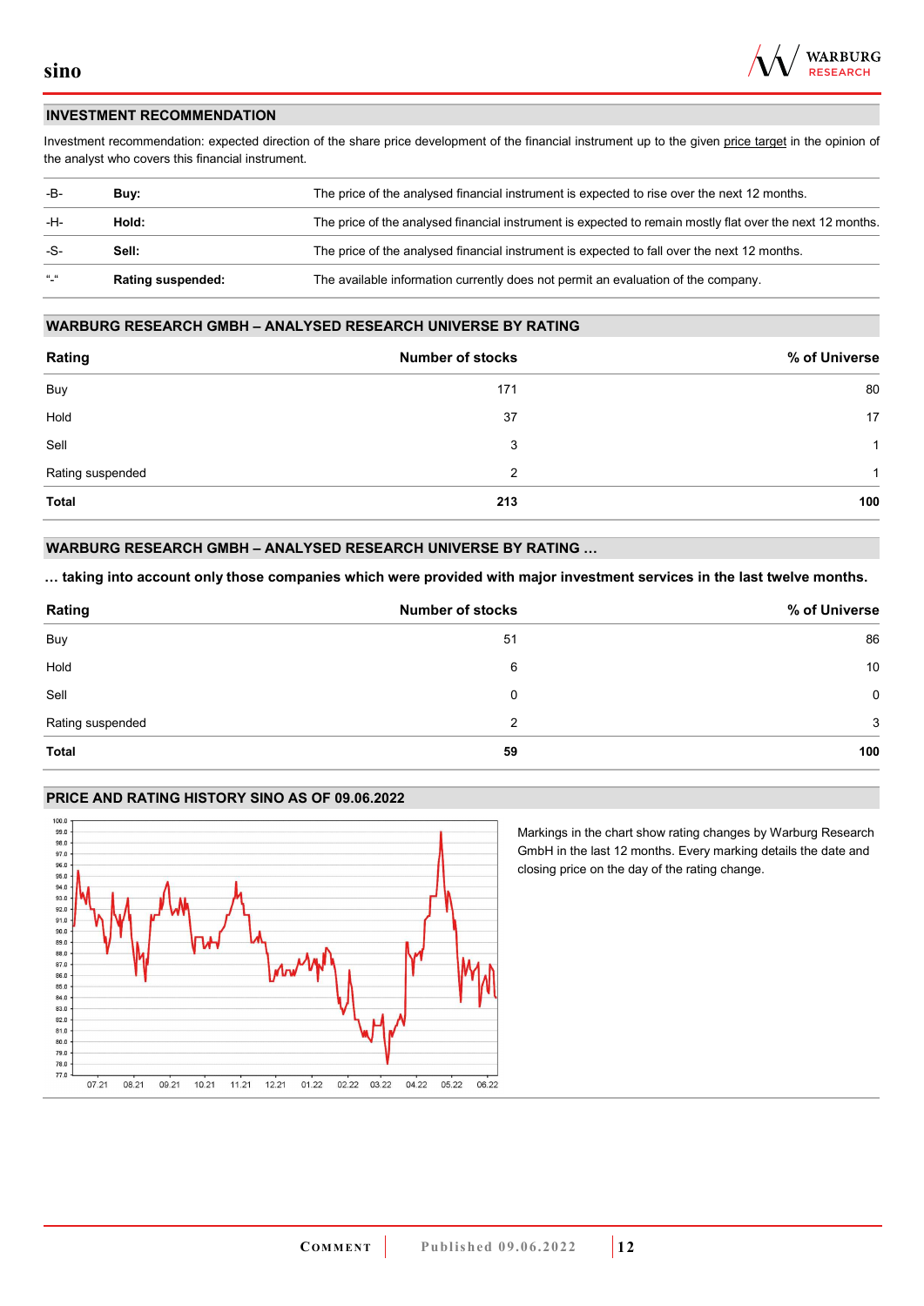## INVESTMENT RECOMMENDATION

Investment recommendation: expected direction of the share price development of the financial instrument up to the given price target in the opinion of the analyst who covers this financial instrument.

| | | |
|---|---|---|
| -B- | **Buy:** | The price of the analysed financial instrument is expected to rise over the next 12 months. |
| -H- | **Hold:** | The price of the analysed financial instrument is expected to remain mostly flat over the next 12 months. |
| -S- | **Sell:** | The price of the analysed financial instrument is expected to fall over the next 12 months. |
| "-" | **Rating suspended:** | The available information currently does not permit an evaluation of the company. |

## WARBURG RESEARCH GMBH – ANALYSED RESEARCH UNIVERSE BY RATING

| Rating | Number of stocks | % of Universe |
|---|---|---|
| Buy | 171 | 80 |
| Hold | 37 | 17 |
| Sell | 3 | 1 |
| Rating suspended | 2 | 1 |
| **Total** | **213** | **100** |

## WARBURG RESEARCH GMBH – ANALYSED RESEARCH UNIVERSE BY RATING …

**… taking into account only those companies which were provided with major investment services in the last twelve months.**

| Rating | Number of stocks | % of Universe |
|---|---|---|
| Buy | 51 | 86 |
| Hold | 6 | 10 |
| Sell | 0 | 0 |
| Rating suspended | 2 | 3 |
| **Total** | **59** | **100** |

## PRICE AND RATING HISTORY SINO AS OF 09.06.2022

Markings in the chart show rating changes by Warburg Research GmbH in the last 12 months. Every marking details the date and closing price on the day of the rating change.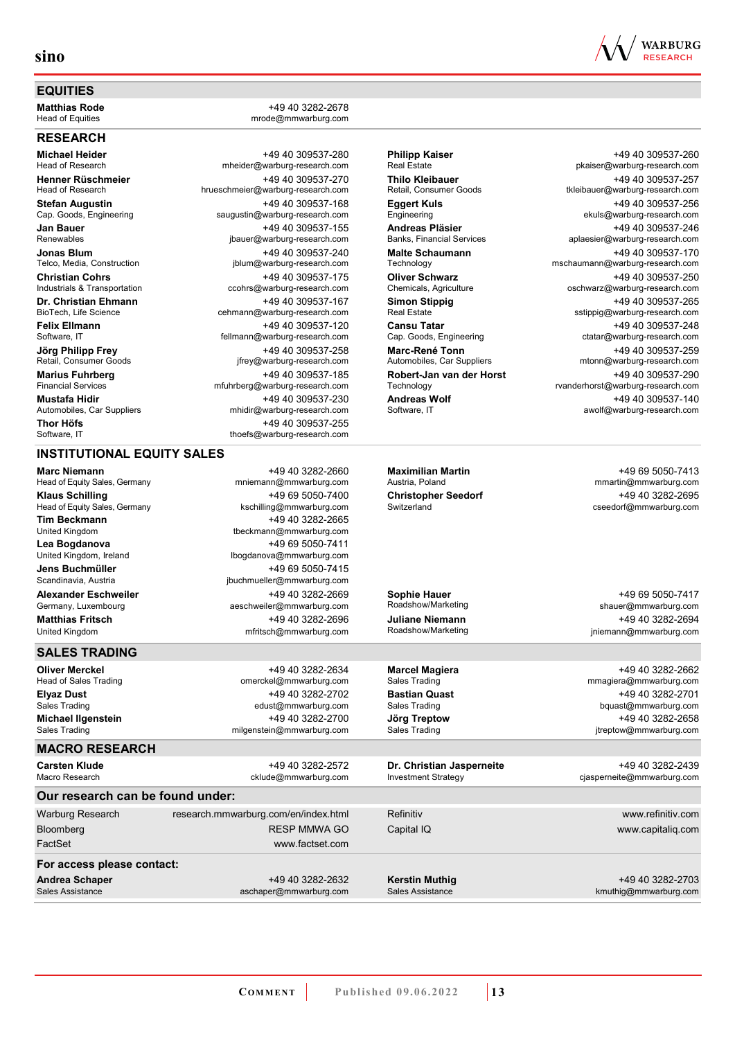## EQUITIES

**Matthias Rode** +49 40 3282-2678
Head of Equities mrode@mmwarburg.com

## RESEARCH

**Michael Heider** +49 40 309537-280
Head of Research mheider@warburg-research.com

**Henner Rüschmeier** +49 40 309537-270
Head of Research hrueschmeier@warburg-research.com

**Stefan Augustin** +49 40 309537-168
Cap. Goods, Engineering saugustin@warburg-research.com

**Jan Bauer** +49 40 309537-155
Renewables jbauer@warburg-research.com

**Jonas Blum** +49 40 309537-240
Telco, Media, Construction jblum@warburg-research.com

**Christian Cohrs** +49 40 309537-175
Industrials & Transportation ccohrs@warburg-research.com

**Dr. Christian Ehmann** +49 40 309537-167
BioTech, Life Science cehmann@warburg-research.com

**Felix Ellmann** +49 40 309537-120
Software, IT fellmann@warburg-research.com

**Jörg Philipp Frey** +49 40 309537-258
Retail, Consumer Goods jfrey@warburg-research.com

**Marius Fuhrberg** +49 40 309537-185
Financial Services mfuhrberg@warburg-research.com

**Mustafa Hidir** +49 40 309537-230
Automobiles, Car Suppliers mhidir@warburg-research.com

**Thor Höfs** +49 40 309537-255
Software, IT thoefs@warburg-research.com

**Philipp Kaiser** +49 40 309537-260
Real Estate pkaiser@warburg-research.com

**Thilo Kleibauer** +49 40 309537-257
Retail, Consumer Goods tkleibauer@warburg-research.com

**Eggert Kuls** +49 40 309537-256
Engineering ekuls@warburg-research.com

**Andreas Pläsier** +49 40 309537-246
Banks, Financial Services aplaesier@warburg-research.com

**Malte Schaumann** +49 40 309537-170
Technology mschaumann@warburg-research.com

**Oliver Schwarz** +49 40 309537-250
Chemicals, Agriculture oschwarz@warburg-research.com

**Simon Stippig** +49 40 309537-265
Real Estate sstippig@warburg-research.com

**Cansu Tatar** +49 40 309537-248
Cap. Goods, Engineering ctatar@warburg-research.com

**Marc-René Tonn** +49 40 309537-259
Automobiles, Car Suppliers mtonn@warburg-research.com

**Robert-Jan van der Horst** +49 40 309537-290
Technology rvanderhorst@warburg-research.com

**Andreas Wolf** +49 40 309537-140
Software, IT awolf@warburg-research.com

## INSTITUTIONAL EQUITY SALES

**Marc Niemann** +49 40 3282-2660
Head of Equity Sales, Germany mniemann@mmwarburg.com

**Klaus Schilling** +49 69 5050-7400
Head of Equity Sales, Germany kschilling@mmwarburg.com

**Tim Beckmann** +49 40 3282-2665
United Kingdom tbeckmann@mmwarburg.com

**Lea Bogdanova** +49 69 5050-7411
United Kingdom, Ireland lbogdanova@mmwarburg.com

**Jens Buchmüller** +49 69 5050-7415
Scandinavia, Austria jbuchmueller@mmwarburg.com

**Alexander Eschweiler** +49 40 3282-2669
Germany, Luxembourg aeschweiler@mmwarburg.com

**Matthias Fritsch** +49 40 3282-2696
United Kingdom mfritsch@mmwarburg.com

**Maximilian Martin** +49 69 5050-7413
Austria, Poland mmartin@mmwarburg.com

**Christopher Seedorf** +49 40 3282-2695
Switzerland cseedorf@mmwarburg.com

**Sophie Hauer** +49 69 5050-7417
Roadshow/Marketing shauer@mmwarburg.com

**Juliane Niemann** +49 40 3282-2694
Roadshow/Marketing jniemann@mmwarburg.com

## SALES TRADING

**Oliver Merckel** +49 40 3282-2634
Head of Sales Trading omerckel@mmwarburg.com

**Elyaz Dust** +49 40 3282-2702
Sales Trading edust@mmwarburg.com

**Michael Ilgenstein** +49 40 3282-2700
Sales Trading milgenstein@mmwarburg.com

**Marcel Magiera** +49 40 3282-2662
Sales Trading mmagiera@mmwarburg.com

**Bastian Quast** +49 40 3282-2701
Sales Trading bquast@mmwarburg.com

**Jörg Treptow** +49 40 3282-2658
Sales Trading jtreptow@mmwarburg.com

## MACRO RESEARCH

**Carsten Klude** +49 40 3282-2572
Macro Research cklude@mmwarburg.com

**Dr. Christian Jasperneite** +49 40 3282-2439
Investment Strategy cjasperneite@mmwarburg.com

## Our research can be found under:

| | |
|---|---|
| Warburg Research | research.mmwarburg.com/en/index.html |
| Bloomberg | RESP MMWA GO |
| FactSet | www.factset.com |
| Refinitiv | www.refinitiv.com |
| Capital IQ | www.capitaliq.com |

## For access please contact:

**Andrea Schaper** +49 40 3282-2632
Sales Assistance aschaper@mmwarburg.com

**Kerstin Muthig** +49 40 3282-2703
Sales Assistance kmuthig@mmwarburg.com